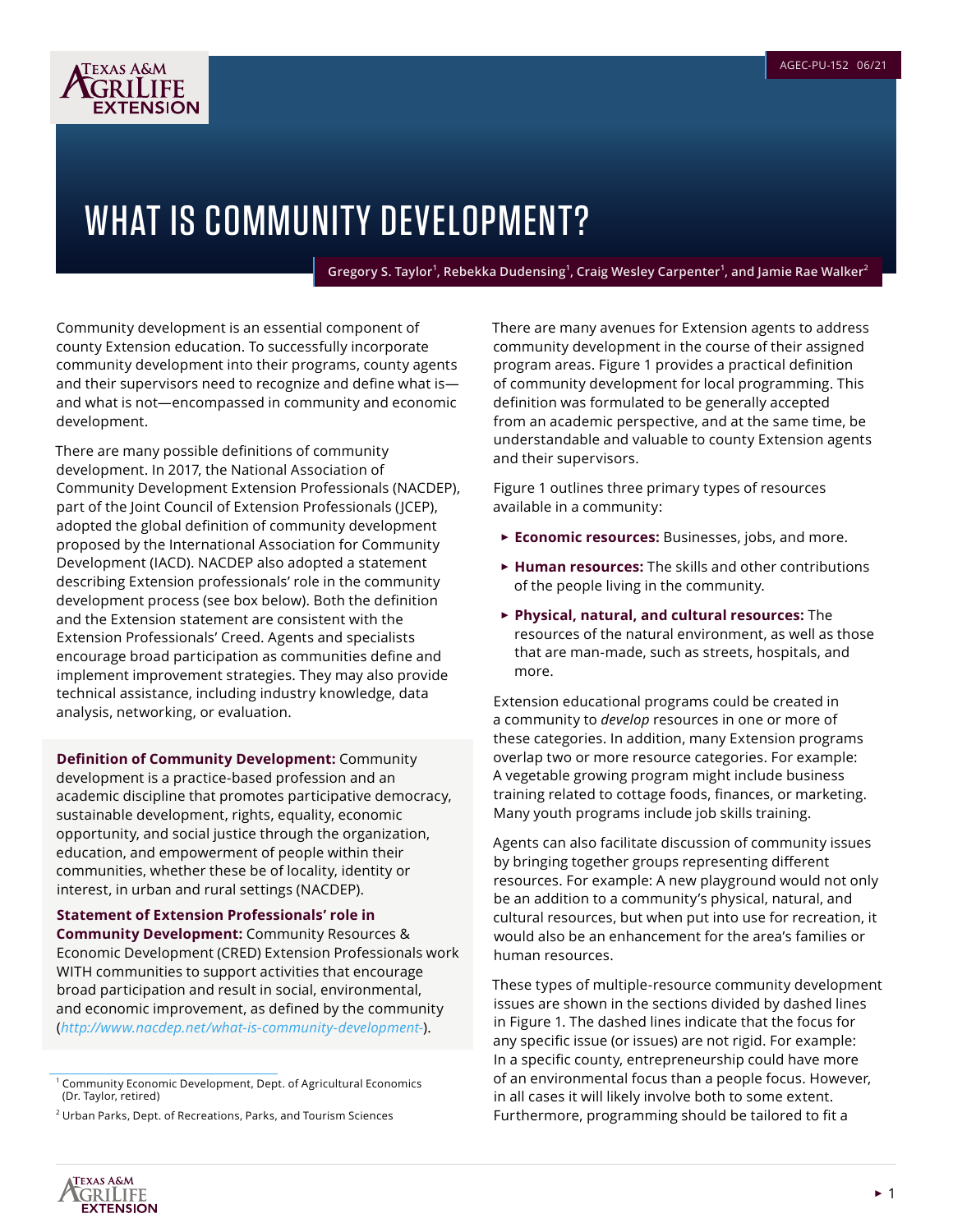# WHAT IS COMMUNITY DEVELOPMENT?

**Gregory S. Taylor[1], Rebekka Dudensing[1], Craig Wesley Carpenter[1], and Jamie Rae Walker[2]**

Community development is an essential component of county Extension education. To successfully incorporate community development into their programs, county agents and their supervisors need to recognize and define what is—and what is not—encompassed in community and economic development.

There are many possible definitions of community development. In 2017, the National Association of Community Development Extension Professionals (NACDEP), part of the Joint Council of Extension Professionals (JCEP), adopted the global definition of community development proposed by the International Association for Community Development (IACD). NACDEP also adopted a statement describing Extension professionals' role in the community development process (see box below). Both the definition and the Extension statement are consistent with the Extension Professionals' Creed. Agents and specialists encourage broad participation as communities define and implement improvement strategies. They may also provide technical assistance, including industry knowledge, data analysis, networking, or evaluation.

> **Definition of Community Development:** Community development is a practice-based profession and an academic discipline that promotes participative democracy, sustainable development, rights, equality, economic opportunity, and social justice through the organization, education, and empowerment of people within their communities, whether these be of locality, identity or interest, in urban and rural settings (NACDEP).
>
> **Statement of Extension Professionals' role in Community Development:** Community Resources & Economic Development (CRED) Extension Professionals work WITH communities to support activities that encourage broad participation and result in social, environmental, and economic improvement, as defined by the community (*http://www.nacdep.net/what-is-community-development-*).

[1] Community Economic Development, Dept. of Agricultural Economics (Dr. Taylor, retired)

[2] Urban Parks, Dept. of Recreations, Parks, and Tourism Sciences

There are many avenues for Extension agents to address community development in the course of their assigned program areas. Figure 1 provides a practical definition of community development for local programming. This definition was formulated to be generally accepted from an academic perspective, and at the same time, be understandable and valuable to county Extension agents and their supervisors.

Figure 1 outlines three primary types of resources available in a community:

- **Economic resources:** Businesses, jobs, and more.
- **Human resources:** The skills and other contributions of the people living in the community.
- **Physical, natural, and cultural resources:** The resources of the natural environment, as well as those that are man-made, such as streets, hospitals, and more.

Extension educational programs could be created in a community to *develop* resources in one or more of these categories. In addition, many Extension programs overlap two or more resource categories. For example: A vegetable growing program might include business training related to cottage foods, finances, or marketing. Many youth programs include job skills training.

Agents can also facilitate discussion of community issues by bringing together groups representing different resources. For example: A new playground would not only be an addition to a community's physical, natural, and cultural resources, but when put into use for recreation, it would also be an enhancement for the area's families or human resources.

These types of multiple-resource community development issues are shown in the sections divided by dashed lines in Figure 1. The dashed lines indicate that the focus for any specific issue (or issues) are not rigid. For example: In a specific county, entrepreneurship could have more of an environmental focus than a people focus. However, in all cases it will likely involve both to some extent. Furthermore, programming should be tailored to fit a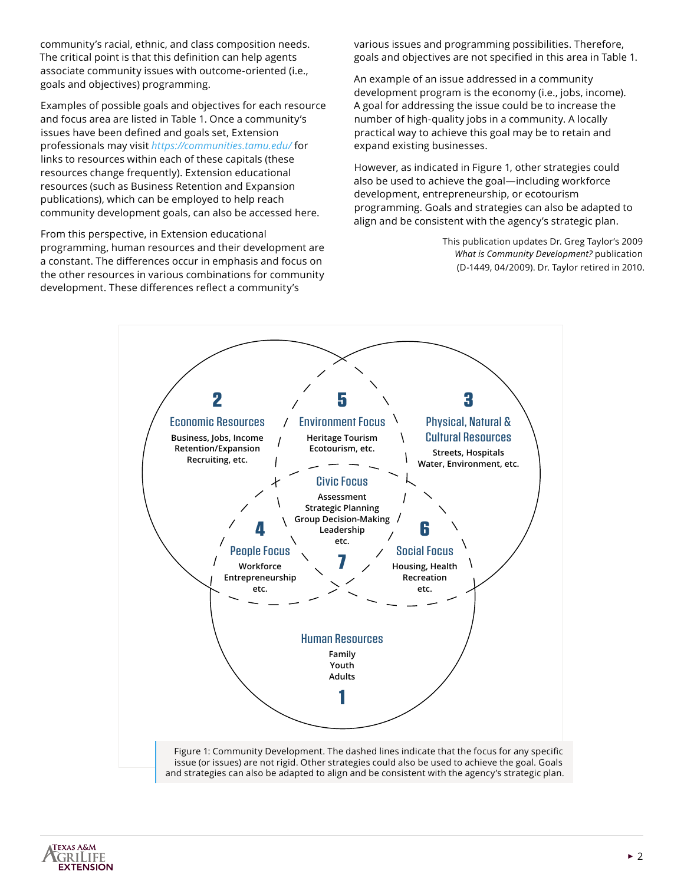community's racial, ethnic, and class composition needs. The critical point is that this definition can help agents associate community issues with outcome-oriented (i.e., goals and objectives) programming.

Examples of possible goals and objectives for each resource and focus area are listed in Table 1. Once a community's issues have been defined and goals set, Extension professionals may visit *https://communities.tamu.edu/* for links to resources within each of these capitals (these resources change frequently). Extension educational resources (such as Business Retention and Expansion publications), which can be employed to help reach community development goals, can also be accessed here.

From this perspective, in Extension educational programming, human resources and their development are a constant. The differences occur in emphasis and focus on the other resources in various combinations for community development. These differences reflect a community's various issues and programming possibilities. Therefore, goals and objectives are not specified in this area in Table 1.

An example of an issue addressed in a community development program is the economy (i.e., jobs, income). A goal for addressing the issue could be to increase the number of high-quality jobs in a community. A locally practical way to achieve this goal may be to retain and expand existing businesses.

However, as indicated in Figure 1, other strategies could also be used to achieve the goal—including workforce development, entrepreneurship, or ecotourism programming. Goals and strategies can also be adapted to align and be consistent with the agency's strategic plan.

This publication updates Dr. Greg Taylor's 2009 *What is Community Development?* publication (D-1449, 04/2009). Dr. Taylor retired in 2010.

Figure 1: Community Development. The dashed lines indicate that the focus for any specific issue (or issues) are not rigid. Other strategies could also be used to achieve the goal. Goals and strategies can also be adapted to align and be consistent with the agency's strategic plan.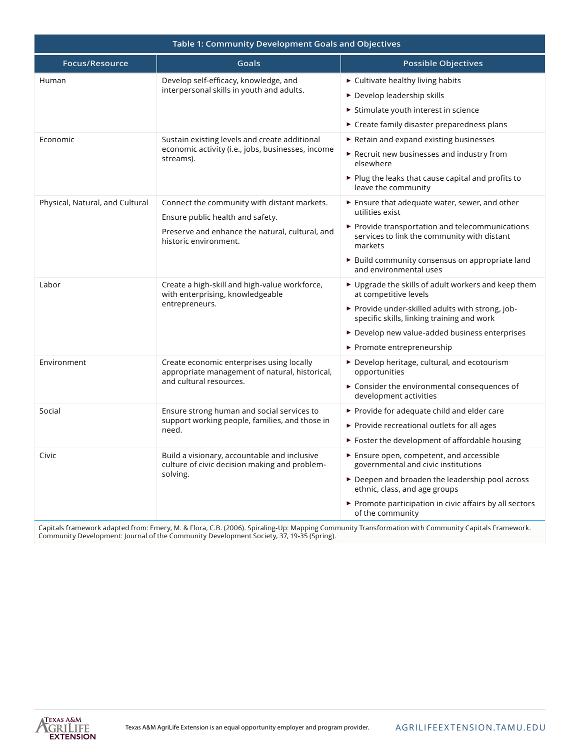**Table 1: Community Development Goals and Objectives**

| Focus/Resource | Goals | Possible Objectives |
| --- | --- | --- |
| Human | Develop self-efficacy, knowledge, and interpersonal skills in youth and adults. | ► Cultivate healthy living habits<br>► Develop leadership skills<br>► Stimulate youth interest in science<br>► Create family disaster preparedness plans |
| Economic | Sustain existing levels and create additional economic activity (i.e., jobs, businesses, income streams). | ► Retain and expand existing businesses<br>► Recruit new businesses and industry from elsewhere<br>► Plug the leaks that cause capital and profits to leave the community |
| Physical, Natural, and Cultural | Connect the community with distant markets.<br>Ensure public health and safety.<br>Preserve and enhance the natural, cultural, and historic environment. | ► Ensure that adequate water, sewer, and other utilities exist<br>► Provide transportation and telecommunications services to link the community with distant markets<br>► Build community consensus on appropriate land and environmental uses |
| Labor | Create a high-skill and high-value workforce, with enterprising, knowledgeable entrepreneurs. | ► Upgrade the skills of adult workers and keep them at competitive levels<br>► Provide under-skilled adults with strong, job-specific skills, linking training and work<br>► Develop new value-added business enterprises<br>► Promote entrepreneurship |
| Environment | Create economic enterprises using locally appropriate management of natural, historical, and cultural resources. | ► Develop heritage, cultural, and ecotourism opportunities<br>► Consider the environmental consequences of development activities |
| Social | Ensure strong human and social services to support working people, families, and those in need. | ► Provide for adequate child and elder care<br>► Provide recreational outlets for all ages<br>► Foster the development of affordable housing |
| Civic | Build a visionary, accountable and inclusive culture of civic decision making and problem-solving. | ► Ensure open, competent, and accessible governmental and civic institutions<br>► Deepen and broaden the leadership pool across ethnic, class, and age groups<br>► Promote participation in civic affairs by all sectors of the community |

Capitals framework adapted from: Emery, M. & Flora, C.B. (2006). Spiraling-Up: Mapping Community Transformation with Community Capitals Framework. Community Development: Journal of the Community Development Society, 37, 19-35 (Spring).

Texas A&M AgriLife Extension is an equal opportunity employer and program provider.

AGRILIFEEXTENSION.TAMU.EDU